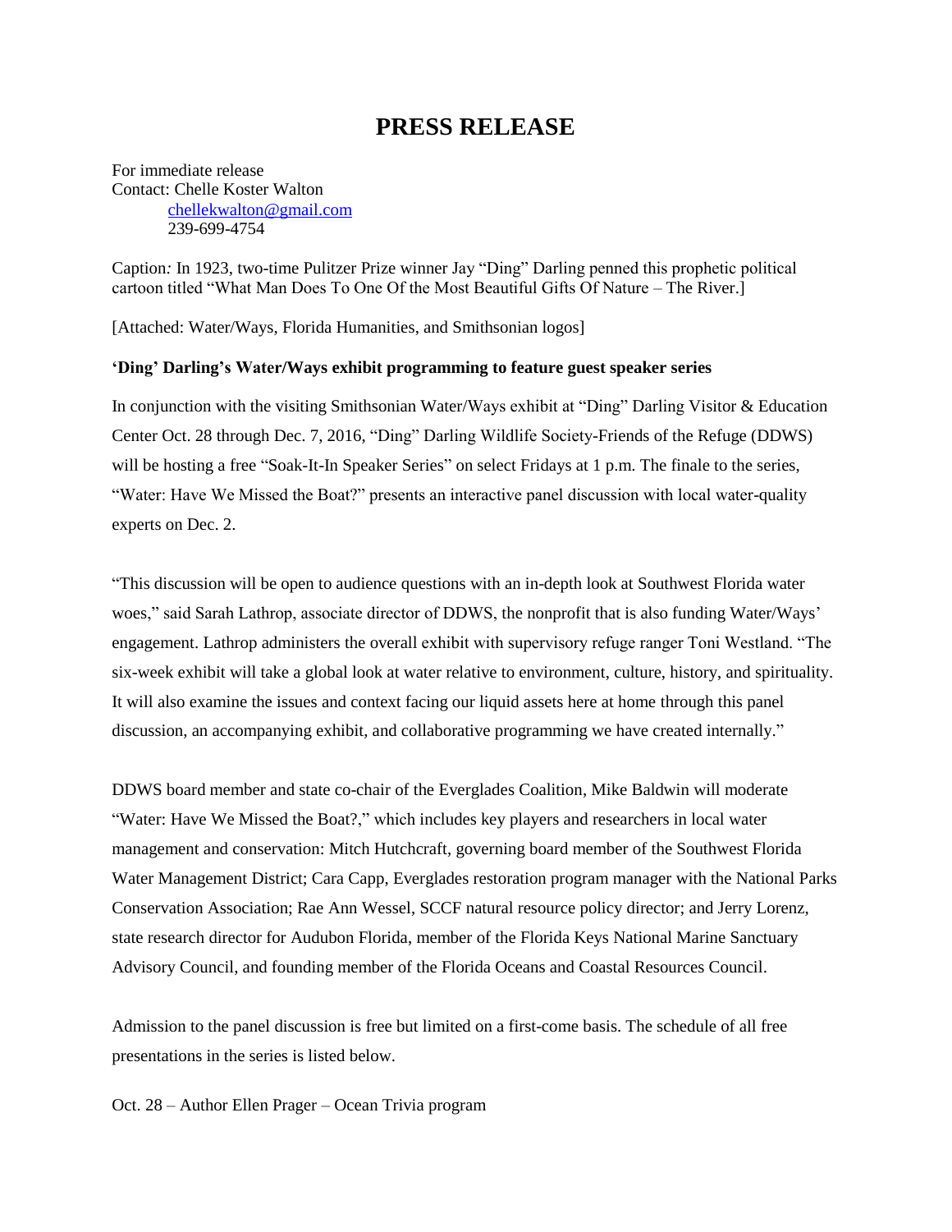# PRESS RELEASE

For immediate release
Contact: Chelle Koster Walton
chellekwalton@gmail.com
239-699-4754

Caption: In 1923, two-time Pulitzer Prize winner Jay "Ding" Darling penned this prophetic political cartoon titled "What Man Does To One Of the Most Beautiful Gifts Of Nature – The River.]

[Attached: Water/Ways, Florida Humanities, and Smithsonian logos]

**'Ding' Darling's Water/Ways exhibit programming to feature guest speaker series**

In conjunction with the visiting Smithsonian Water/Ways exhibit at "Ding" Darling Visitor & Education Center Oct. 28 through Dec. 7, 2016, "Ding" Darling Wildlife Society-Friends of the Refuge (DDWS) will be hosting a free "Soak-It-In Speaker Series" on select Fridays at 1 p.m. The finale to the series, "Water: Have We Missed the Boat?" presents an interactive panel discussion with local water-quality experts on Dec. 2.

"This discussion will be open to audience questions with an in-depth look at Southwest Florida water woes," said Sarah Lathrop, associate director of DDWS, the nonprofit that is also funding Water/Ways' engagement. Lathrop administers the overall exhibit with supervisory refuge ranger Toni Westland. "The six-week exhibit will take a global look at water relative to environment, culture, history, and spirituality. It will also examine the issues and context facing our liquid assets here at home through this panel discussion, an accompanying exhibit, and collaborative programming we have created internally."

DDWS board member and state co-chair of the Everglades Coalition, Mike Baldwin will moderate "Water: Have We Missed the Boat?," which includes key players and researchers in local water management and conservation: Mitch Hutchcraft, governing board member of the Southwest Florida Water Management District; Cara Capp, Everglades restoration program manager with the National Parks Conservation Association; Rae Ann Wessel, SCCF natural resource policy director; and Jerry Lorenz, state research director for Audubon Florida, member of the Florida Keys National Marine Sanctuary Advisory Council, and founding member of the Florida Oceans and Coastal Resources Council.

Admission to the panel discussion is free but limited on a first-come basis. The schedule of all free presentations in the series is listed below.

Oct. 28 – Author Ellen Prager – Ocean Trivia program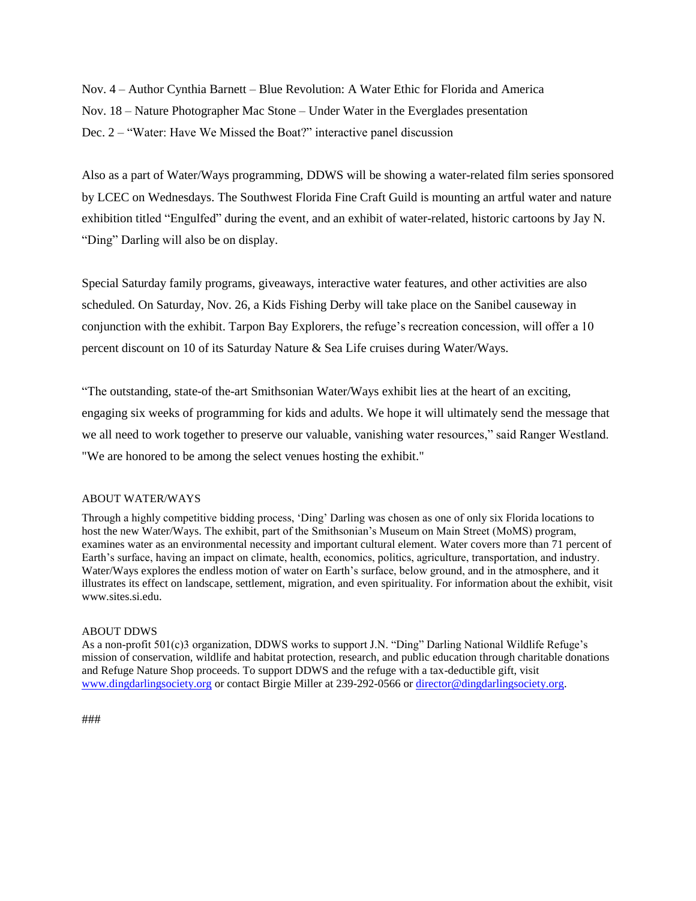Nov. 4 – Author Cynthia Barnett – Blue Revolution: A Water Ethic for Florida and America

Nov. 18 – Nature Photographer Mac Stone – Under Water in the Everglades presentation

Dec. 2 – "Water: Have We Missed the Boat?" interactive panel discussion

Also as a part of Water/Ways programming, DDWS will be showing a water-related film series sponsored by LCEC on Wednesdays. The Southwest Florida Fine Craft Guild is mounting an artful water and nature exhibition titled "Engulfed" during the event, and an exhibit of water-related, historic cartoons by Jay N. "Ding" Darling will also be on display.

Special Saturday family programs, giveaways, interactive water features, and other activities are also scheduled. On Saturday, Nov. 26, a Kids Fishing Derby will take place on the Sanibel causeway in conjunction with the exhibit. Tarpon Bay Explorers, the refuge's recreation concession, will offer a 10 percent discount on 10 of its Saturday Nature & Sea Life cruises during Water/Ways.

"The outstanding, state-of the-art Smithsonian Water/Ways exhibit lies at the heart of an exciting, engaging six weeks of programming for kids and adults. We hope it will ultimately send the message that we all need to work together to preserve our valuable, vanishing water resources," said Ranger Westland. "We are honored to be among the select venues hosting the exhibit."

ABOUT WATER/WAYS

Through a highly competitive bidding process, 'Ding' Darling was chosen as one of only six Florida locations to host the new Water/Ways. The exhibit, part of the Smithsonian's Museum on Main Street (MoMS) program, examines water as an environmental necessity and important cultural element. Water covers more than 71 percent of Earth's surface, having an impact on climate, health, economics, politics, agriculture, transportation, and industry. Water/Ways explores the endless motion of water on Earth's surface, below ground, and in the atmosphere, and it illustrates its effect on landscape, settlement, migration, and even spirituality. For information about the exhibit, visit www.sites.si.edu.

ABOUT DDWS

As a non-profit 501(c)3 organization, DDWS works to support J.N. "Ding" Darling National Wildlife Refuge's mission of conservation, wildlife and habitat protection, research, and public education through charitable donations and Refuge Nature Shop proceeds. To support DDWS and the refuge with a tax-deductible gift, visit www.dingdarlingsociety.org or contact Birgie Miller at 239-292-0566 or director@dingdarlingsociety.org.

###